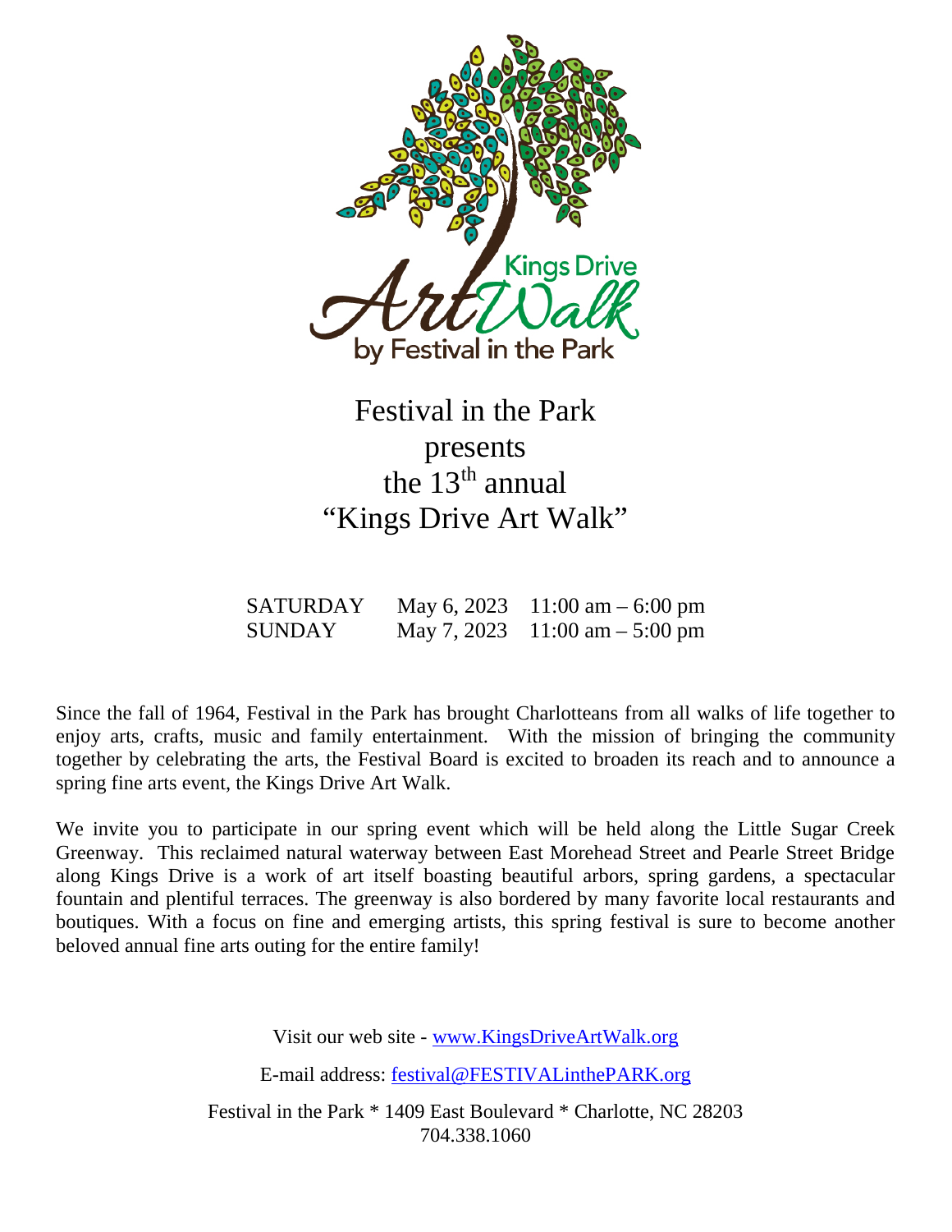Kings Drive Art Walk by Festival in the Park

# Festival in the Park presents the 13th annual "Kings Drive Art Walk"

| | | |
|---|---|---|
| SATURDAY | May 6, 2023 | 11:00 am – 6:00 pm |
| SUNDAY | May 7, 2023 | 11:00 am – 5:00 pm |

Since the fall of 1964, Festival in the Park has brought Charlotteans from all walks of life together to enjoy arts, crafts, music and family entertainment. With the mission of bringing the community together by celebrating the arts, the Festival Board is excited to broaden its reach and to announce a spring fine arts event, the Kings Drive Art Walk.

We invite you to participate in our spring event which will be held along the Little Sugar Creek Greenway. This reclaimed natural waterway between East Morehead Street and Pearle Street Bridge along Kings Drive is a work of art itself boasting beautiful arbors, spring gardens, a spectacular fountain and plentiful terraces. The greenway is also bordered by many favorite local restaurants and boutiques. With a focus on fine and emerging artists, this spring festival is sure to become another beloved annual fine arts outing for the entire family!

Visit our web site - [www.KingsDriveArtWalk.org](http://www.KingsDriveArtWalk.org)

E-mail address: [festival@FESTIVALinthePARK.org](mailto:festival@FESTIVALinthePARK.org)

Festival in the Park * 1409 East Boulevard * Charlotte, NC 28203
704.338.1060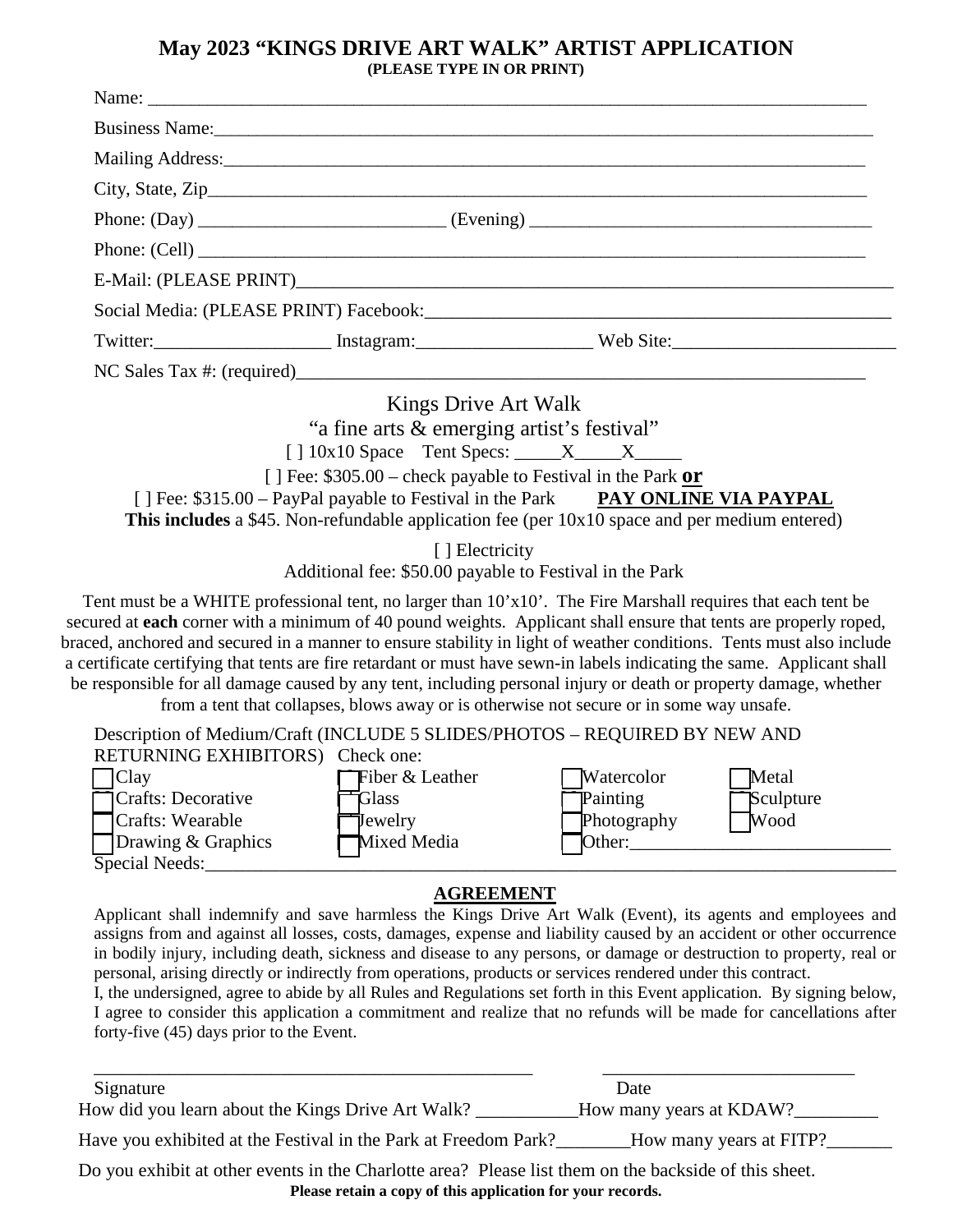# May 2023 "KINGS DRIVE ART WALK" ARTIST APPLICATION

**(PLEASE TYPE IN OR PRINT)**

Name: ___________________________________________________________________________

Business Name:_____________________________________________________________________

Mailing Address:___________________________________________________________________

City, State, Zip____________________________________________________________________

Phone: (Day) __________________________ (Evening) ____________________________________

Phone: (Cell) ______________________________________________________________________

E-Mail: (PLEASE PRINT)_______________________________________________________________

Social Media: (PLEASE PRINT) Facebook:__________________________________________________

Twitter:___________________ Instagram:___________________ Web Site:________________________

NC Sales Tax #: (required)_____________________________________________________________

Kings Drive Art Walk

"a fine arts & emerging artist's festival"

[ ] 10x10 Space Tent Specs: _____X_____X_____

[ ] Fee: $305.00 – check payable to Festival in the Park **or**

[ ] Fee: $315.00 – PayPal payable to Festival in the Park **PAY ONLINE VIA PAYPAL**

**This includes** a $45. Non-refundable application fee (per 10x10 space and per medium entered)

[ ] Electricity

Additional fee: $50.00 payable to Festival in the Park

Tent must be a WHITE professional tent, no larger than 10'x10'. The Fire Marshall requires that each tent be secured at **each** corner with a minimum of 40 pound weights. Applicant shall ensure that tents are properly roped, braced, anchored and secured in a manner to ensure stability in light of weather conditions. Tents must also include a certificate certifying that tents are fire retardant or must have sewn-in labels indicating the same. Applicant shall be responsible for all damage caused by any tent, including personal injury or death or property damage, whether from a tent that collapses, blows away or is otherwise not secure or in some way unsafe.

Description of Medium/Craft (INCLUDE 5 SLIDES/PHOTOS – REQUIRED BY NEW AND RETURNING EXHIBITORS) Check one:

| | | | |
|---|---|---|---|
| ☐ Clay | ☐ Fiber & Leather | ☐ Watercolor | ☐ Metal |
| ☐ Crafts: Decorative | ☐ Glass | ☐ Painting | ☐ Sculpture |
| ☐ Crafts: Wearable | ☐ Jewelry | ☐ Photography | ☐ Wood |
| ☐ Drawing & Graphics | ☐ Mixed Media | ☐ Other:____________________ | |

Special Needs:______________________________________________________________________

## AGREEMENT

Applicant shall indemnify and save harmless the Kings Drive Art Walk (Event), its agents and employees and assigns from and against all losses, costs, damages, expense and liability caused by an accident or other occurrence in bodily injury, including death, sickness and disease to any persons, or damage or destruction to property, real or personal, arising directly or indirectly from operations, products or services rendered under this contract.

I, the undersigned, agree to abide by all Rules and Regulations set forth in this Event application. By signing below, I agree to consider this application a commitment and realize that no refunds will be made for cancellations after forty-five (45) days prior to the Event.

_________________________________________________ ____________________________

Signature Date

How did you learn about the Kings Drive Art Walk? ___________How many years at KDAW?_________

Have you exhibited at the Festival in the Park at Freedom Park?________How many years at FITP?_______

Do you exhibit at other events in the Charlotte area? Please list them on the backside of this sheet.

**Please retain a copy of this application for your records.**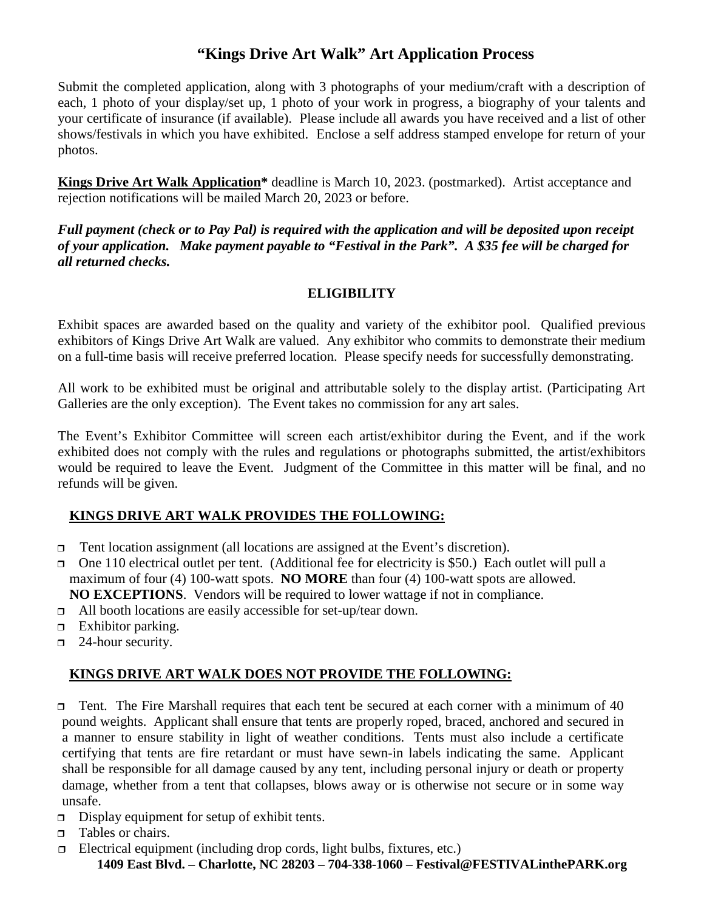# "Kings Drive Art Walk" Art Application Process

Submit the completed application, along with 3 photographs of your medium/craft with a description of each, 1 photo of your display/set up, 1 photo of your work in progress, a biography of your talents and your certificate of insurance (if available). Please include all awards you have received and a list of other shows/festivals in which you have exhibited. Enclose a self address stamped envelope for return of your photos.

**Kings Drive Art Walk Application*** deadline is March 10, 2023. (postmarked). Artist acceptance and rejection notifications will be mailed March 20, 2023 or before.

***Full payment (check or to Pay Pal) is required with the application and will be deposited upon receipt of your application. Make payment payable to "Festival in the Park". A $35 fee will be charged for all returned checks.***

## ELIGIBILITY

Exhibit spaces are awarded based on the quality and variety of the exhibitor pool. Qualified previous exhibitors of Kings Drive Art Walk are valued. Any exhibitor who commits to demonstrate their medium on a full-time basis will receive preferred location. Please specify needs for successfully demonstrating.

All work to be exhibited must be original and attributable solely to the display artist. (Participating Art Galleries are the only exception). The Event takes no commission for any art sales.

The Event's Exhibitor Committee will screen each artist/exhibitor during the Event, and if the work exhibited does not comply with the rules and regulations or photographs submitted, the artist/exhibitors would be required to leave the Event. Judgment of the Committee in this matter will be final, and no refunds will be given.

## KINGS DRIVE ART WALK PROVIDES THE FOLLOWING:

- Tent location assignment (all locations are assigned at the Event's discretion).
- One 110 electrical outlet per tent. (Additional fee for electricity is $50.) Each outlet will pull a maximum of four (4) 100-watt spots. **NO MORE** than four (4) 100-watt spots are allowed. **NO EXCEPTIONS**. Vendors will be required to lower wattage if not in compliance.
- All booth locations are easily accessible for set-up/tear down.
- Exhibitor parking.
- 24-hour security.

## KINGS DRIVE ART WALK DOES NOT PROVIDE THE FOLLOWING:

- Tent. The Fire Marshall requires that each tent be secured at each corner with a minimum of 40 pound weights. Applicant shall ensure that tents are properly roped, braced, anchored and secured in a manner to ensure stability in light of weather conditions. Tents must also include a certificate certifying that tents are fire retardant or must have sewn-in labels indicating the same. Applicant shall be responsible for all damage caused by any tent, including personal injury or death or property damage, whether from a tent that collapses, blows away or is otherwise not secure or in some way unsafe.
- Display equipment for setup of exhibit tents.
- Tables or chairs.
- Electrical equipment (including drop cords, light bulbs, fixtures, etc.)

**1409 East Blvd. – Charlotte, NC 28203 – 704-338-1060 – Festival@FESTIVALinthePARK.org**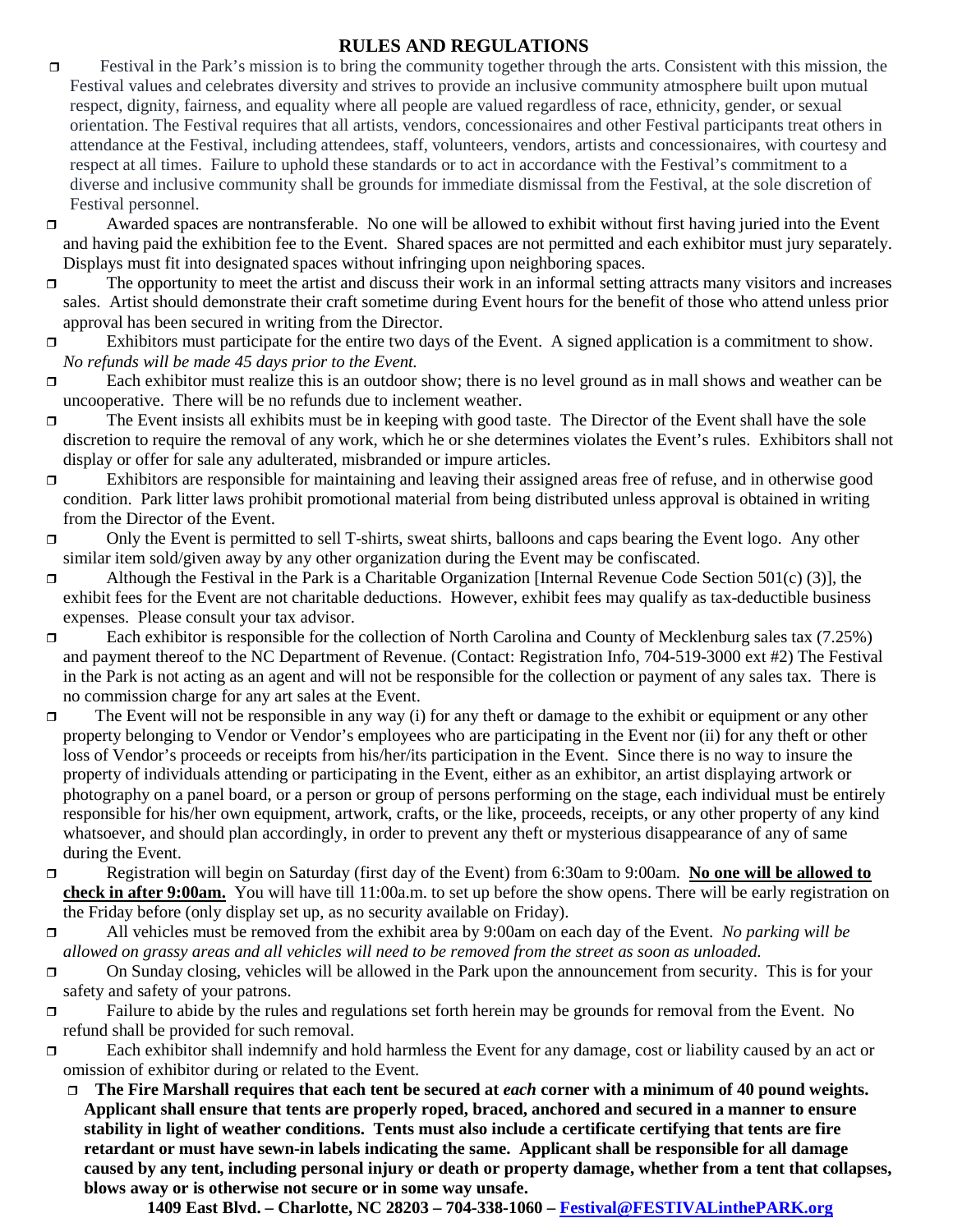# RULES AND REGULATIONS

- Festival in the Park's mission is to bring the community together through the arts. Consistent with this mission, the Festival values and celebrates diversity and strives to provide an inclusive community atmosphere built upon mutual respect, dignity, fairness, and equality where all people are valued regardless of race, ethnicity, gender, or sexual orientation. The Festival requires that all artists, vendors, concessionaires and other Festival participants treat others in attendance at the Festival, including attendees, staff, volunteers, vendors, artists and concessionaires, with courtesy and respect at all times. Failure to uphold these standards or to act in accordance with the Festival's commitment to a diverse and inclusive community shall be grounds for immediate dismissal from the Festival, at the sole discretion of Festival personnel.
- Awarded spaces are nontransferable. No one will be allowed to exhibit without first having juried into the Event and having paid the exhibition fee to the Event. Shared spaces are not permitted and each exhibitor must jury separately. Displays must fit into designated spaces without infringing upon neighboring spaces.
- The opportunity to meet the artist and discuss their work in an informal setting attracts many visitors and increases sales. Artist should demonstrate their craft sometime during Event hours for the benefit of those who attend unless prior approval has been secured in writing from the Director.
- Exhibitors must participate for the entire two days of the Event. A signed application is a commitment to show. *No refunds will be made 45 days prior to the Event.*
- Each exhibitor must realize this is an outdoor show; there is no level ground as in mall shows and weather can be uncooperative. There will be no refunds due to inclement weather.
- The Event insists all exhibits must be in keeping with good taste. The Director of the Event shall have the sole discretion to require the removal of any work, which he or she determines violates the Event's rules. Exhibitors shall not display or offer for sale any adulterated, misbranded or impure articles.
- Exhibitors are responsible for maintaining and leaving their assigned areas free of refuse, and in otherwise good condition. Park litter laws prohibit promotional material from being distributed unless approval is obtained in writing from the Director of the Event.
- Only the Event is permitted to sell T-shirts, sweat shirts, balloons and caps bearing the Event logo. Any other similar item sold/given away by any other organization during the Event may be confiscated.
- Although the Festival in the Park is a Charitable Organization [Internal Revenue Code Section 501(c) (3)], the exhibit fees for the Event are not charitable deductions. However, exhibit fees may qualify as tax-deductible business expenses. Please consult your tax advisor.
- Each exhibitor is responsible for the collection of North Carolina and County of Mecklenburg sales tax (7.25%) and payment thereof to the NC Department of Revenue. (Contact: Registration Info, 704-519-3000 ext #2) The Festival in the Park is not acting as an agent and will not be responsible for the collection or payment of any sales tax. There is no commission charge for any art sales at the Event.
- The Event will not be responsible in any way (i) for any theft or damage to the exhibit or equipment or any other property belonging to Vendor or Vendor's employees who are participating in the Event nor (ii) for any theft or other loss of Vendor's proceeds or receipts from his/her/its participation in the Event. Since there is no way to insure the property of individuals attending or participating in the Event, either as an exhibitor, an artist displaying artwork or photography on a panel board, or a person or group of persons performing on the stage, each individual must be entirely responsible for his/her own equipment, artwork, crafts, or the like, proceeds, receipts, or any other property of any kind whatsoever, and should plan accordingly, in order to prevent any theft or mysterious disappearance of any of same during the Event.
- Registration will begin on Saturday (first day of the Event) from 6:30am to 9:00am. **No one will be allowed to check in after 9:00am.** You will have till 11:00a.m. to set up before the show opens. There will be early registration on the Friday before (only display set up, as no security available on Friday).
- All vehicles must be removed from the exhibit area by 9:00am on each day of the Event. *No parking will be allowed on grassy areas and all vehicles will need to be removed from the street as soon as unloaded.*
- On Sunday closing, vehicles will be allowed in the Park upon the announcement from security. This is for your safety and safety of your patrons.
- Failure to abide by the rules and regulations set forth herein may be grounds for removal from the Event. No refund shall be provided for such removal.
- Each exhibitor shall indemnify and hold harmless the Event for any damage, cost or liability caused by an act or omission of exhibitor during or related to the Event.
- **The Fire Marshall requires that each tent be secured at *each* corner with a minimum of 40 pound weights. Applicant shall ensure that tents are properly roped, braced, anchored and secured in a manner to ensure stability in light of weather conditions. Tents must also include a certificate certifying that tents are fire retardant or must have sewn-in labels indicating the same. Applicant shall be responsible for all damage caused by any tent, including personal injury or death or property damage, whether from a tent that collapses, blows away or is otherwise not secure or in some way unsafe.**

**1409 East Blvd. – Charlotte, NC 28203 – 704-338-1060 – Festival@FESTIVALinthePARK.org**